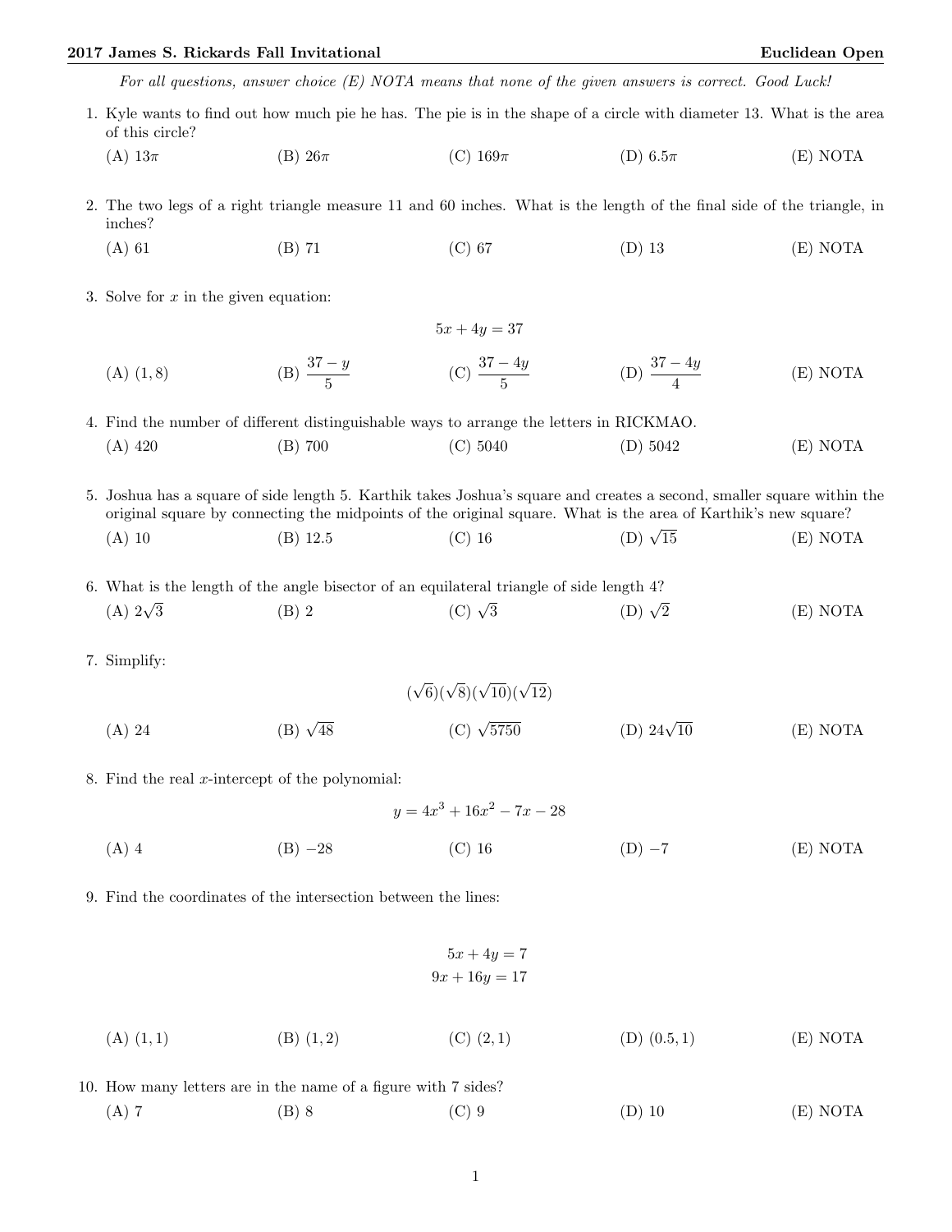*For all questions, answer choice (E) NOTA means that none of the given answers is correct. Good Luck!*

1. Kyle wants to find out how much pie he has. The pie is in the shape of a circle with diameter 13. What is the area of this circle?

   (A) $13\pi$ (B) $26\pi$ (C) $169\pi$ (D) $6.5\pi$ (E) NOTA

2. The two legs of a right triangle measure 11 and 60 inches. What is the length of the final side of the triangle, in inches?

   (A) 61 (B) 71 (C) 67 (D) 13 (E) NOTA

3. Solve for $x$ in the given equation:

   $$5x + 4y = 37$$

   (A) $(1, 8)$ (B) $\frac{37-y}{5}$ (C) $\frac{37-4y}{5}$ (D) $\frac{37-4y}{4}$ (E) NOTA

4. Find the number of different distinguishable ways to arrange the letters in RICKMAO.

   (A) 420 (B) 700 (C) 5040 (D) 5042 (E) NOTA

5. Joshua has a square of side length 5. Karthik takes Joshua's square and creates a second, smaller square within the original square by connecting the midpoints of the original square. What is the area of Karthik's new square?

   (A) 10 (B) 12.5 (C) 16 (D) $\sqrt{15}$ (E) NOTA

6. What is the length of the angle bisector of an equilateral triangle of side length 4?

   (A) $2\sqrt{3}$ (B) 2 (C) $\sqrt{3}$ (D) $\sqrt{2}$ (E) NOTA

7. Simplify:

   $$(\sqrt{6})(\sqrt{8})(\sqrt{10})(\sqrt{12})$$

   (A) 24 (B) $\sqrt{48}$ (C) $\sqrt{5750}$ (D) $24\sqrt{10}$ (E) NOTA

8. Find the real $x$-intercept of the polynomial:

   $$y = 4x^3 + 16x^2 - 7x - 28$$

   (A) 4 (B) $-28$ (C) 16 (D) $-7$ (E) NOTA

9. Find the coordinates of the intersection between the lines:

   $$5x + 4y = 7$$
   $$9x + 16y = 17$$

   (A) $(1, 1)$ (B) $(1, 2)$ (C) $(2, 1)$ (D) $(0.5, 1)$ (E) NOTA

10. How many letters are in the name of a figure with 7 sides?

    (A) 7 (B) 8 (C) 9 (D) 10 (E) NOTA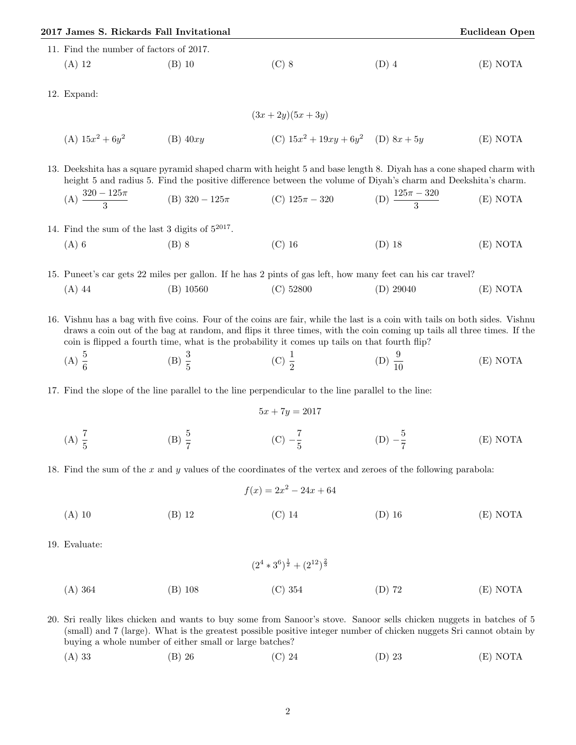11. Find the number of factors of 2017.

    (A) 12 (B) 10 (C) 8 (D) 4 (E) NOTA

12. Expand:

$$(3x + 2y)(5x + 3y)$$

    (A) $15x^2 + 6y^2$ (B) $40xy$ (C) $15x^2 + 19xy + 6y^2$ (D) $8x + 5y$ (E) NOTA

13. Deekshita has a square pyramid shaped charm with height 5 and base length 8. Diyah has a cone shaped charm with height 5 and radius 5. Find the positive difference between the volume of Diyah's charm and Deekshita's charm.

    (A) $\frac{320 - 125\pi}{3}$ (B) $320 - 125\pi$ (C) $125\pi - 320$ (D) $\frac{125\pi - 320}{3}$ (E) NOTA

14. Find the sum of the last 3 digits of $5^{2017}$.

    (A) 6 (B) 8 (C) 16 (D) 18 (E) NOTA

15. Puneet's car gets 22 miles per gallon. If he has 2 pints of gas left, how many feet can his car travel?

    (A) 44 (B) 10560 (C) 52800 (D) 29040 (E) NOTA

16. Vishnu has a bag with five coins. Four of the coins are fair, while the last is a coin with tails on both sides. Vishnu draws a coin out of the bag at random, and flips it three times, with the coin coming up tails all three times. If the coin is flipped a fourth time, what is the probability it comes up tails on that fourth flip?

    (A) $\frac{5}{6}$ (B) $\frac{3}{5}$ (C) $\frac{1}{2}$ (D) $\frac{9}{10}$ (E) NOTA

17. Find the slope of the line parallel to the line perpendicular to the line parallel to the line:

$$5x + 7y = 2017$$

    (A) $\frac{7}{5}$ (B) $\frac{5}{7}$ (C) $-\frac{7}{5}$ (D) $-\frac{5}{7}$ (E) NOTA

18. Find the sum of the $x$ and $y$ values of the coordinates of the vertex and zeroes of the following parabola:

$$f(x) = 2x^2 - 24x + 64$$

    (A) 10 (B) 12 (C) 14 (D) 16 (E) NOTA

19. Evaluate:

$$(2^4 * 3^6)^{\frac{1}{2}} + (2^{12})^{\frac{2}{3}}$$

    (A) 364 (B) 108 (C) 354 (D) 72 (E) NOTA

20. Sri really likes chicken and wants to buy some from Sanoor's stove. Sanoor sells chicken nuggets in batches of 5 (small) and 7 (large). What is the greatest possible positive integer number of chicken nuggets Sri cannot obtain by buying a whole number of either small or large batches?

    (A) 33 (B) 26 (C) 24 (D) 23 (E) NOTA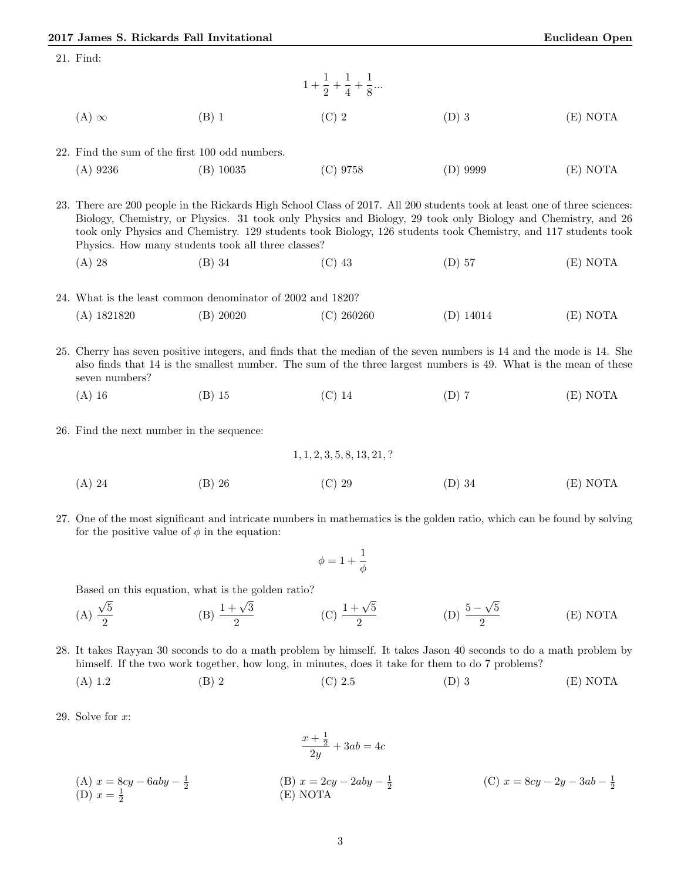21. Find:

$$1 + \frac{1}{2} + \frac{1}{4} + \frac{1}{8}...$$

(A) $\infty$ (B) 1 (C) 2 (D) 3 (E) NOTA

22. Find the sum of the first 100 odd numbers.

(A) 9236 (B) 10035 (C) 9758 (D) 9999 (E) NOTA

23. There are 200 people in the Rickards High School Class of 2017. All 200 students took at least one of three sciences: Biology, Chemistry, or Physics. 31 took only Physics and Biology, 29 took only Biology and Chemistry, and 26 took only Physics and Chemistry. 129 students took Biology, 126 students took Chemistry, and 117 students took Physics. How many students took all three classes?

(A) 28 (B) 34 (C) 43 (D) 57 (E) NOTA

24. What is the least common denominator of 2002 and 1820?

(A) 1821820 (B) 20020 (C) 260260 (D) 14014 (E) NOTA

25. Cherry has seven positive integers, and finds that the median of the seven numbers is 14 and the mode is 14. She also finds that 14 is the smallest number. The sum of the three largest numbers is 49. What is the mean of these seven numbers?

(A) 16 (B) 15 (C) 14 (D) 7 (E) NOTA

26. Find the next number in the sequence:

$$1, 1, 2, 3, 5, 8, 13, 21, ?$$

(A) 24 (B) 26 (C) 29 (D) 34 (E) NOTA

27. One of the most significant and intricate numbers in mathematics is the golden ratio, which can be found by solving for the positive value of $\phi$ in the equation:

$$\phi = 1 + \frac{1}{\phi}$$

Based on this equation, what is the golden ratio?

(A) $\frac{\sqrt{5}}{2}$ (B) $\frac{1+\sqrt{3}}{2}$ (C) $\frac{1+\sqrt{5}}{2}$ (D) $\frac{5-\sqrt{5}}{2}$ (E) NOTA

28. It takes Rayyan 30 seconds to do a math problem by himself. It takes Jason 40 seconds to do a math problem by himself. If the two work together, how long, in minutes, does it take for them to do 7 problems?

(A) 1.2 (B) 2 (C) 2.5 (D) 3 (E) NOTA

29. Solve for $x$:

$$\frac{x + \frac{1}{2}}{2y} + 3ab = 4c$$

(A) $x = 8cy - 6aby - \frac{1}{2}$ (B) $x = 2cy - 2aby - \frac{1}{2}$ (C) $x = 8cy - 2y - 3ab - \frac{1}{2}$
(D) $x = \frac{1}{2}$ (E) NOTA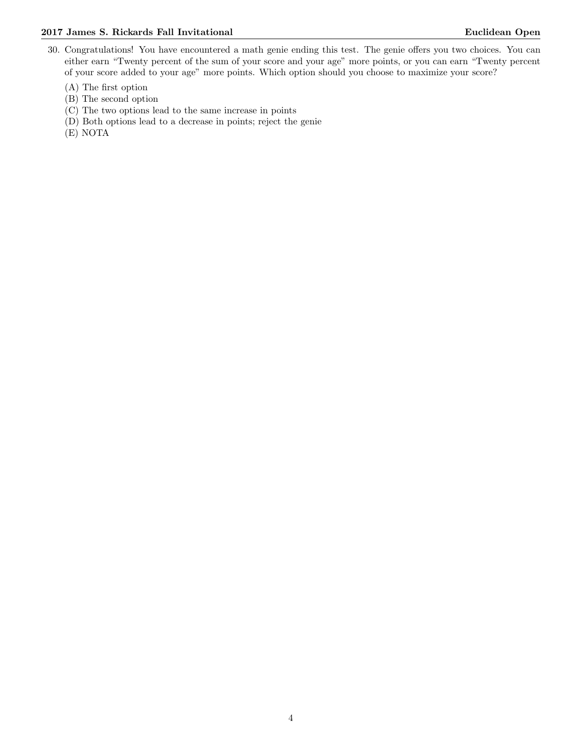30. Congratulations! You have encountered a math genie ending this test. The genie offers you two choices. You can either earn "Twenty percent of the sum of your score and your age" more points, or you can earn "Twenty percent of your score added to your age" more points. Which option should you choose to maximize your score?

   (A) The first option
   (B) The second option
   (C) The two options lead to the same increase in points
   (D) Both options lead to a decrease in points; reject the genie
   (E) NOTA